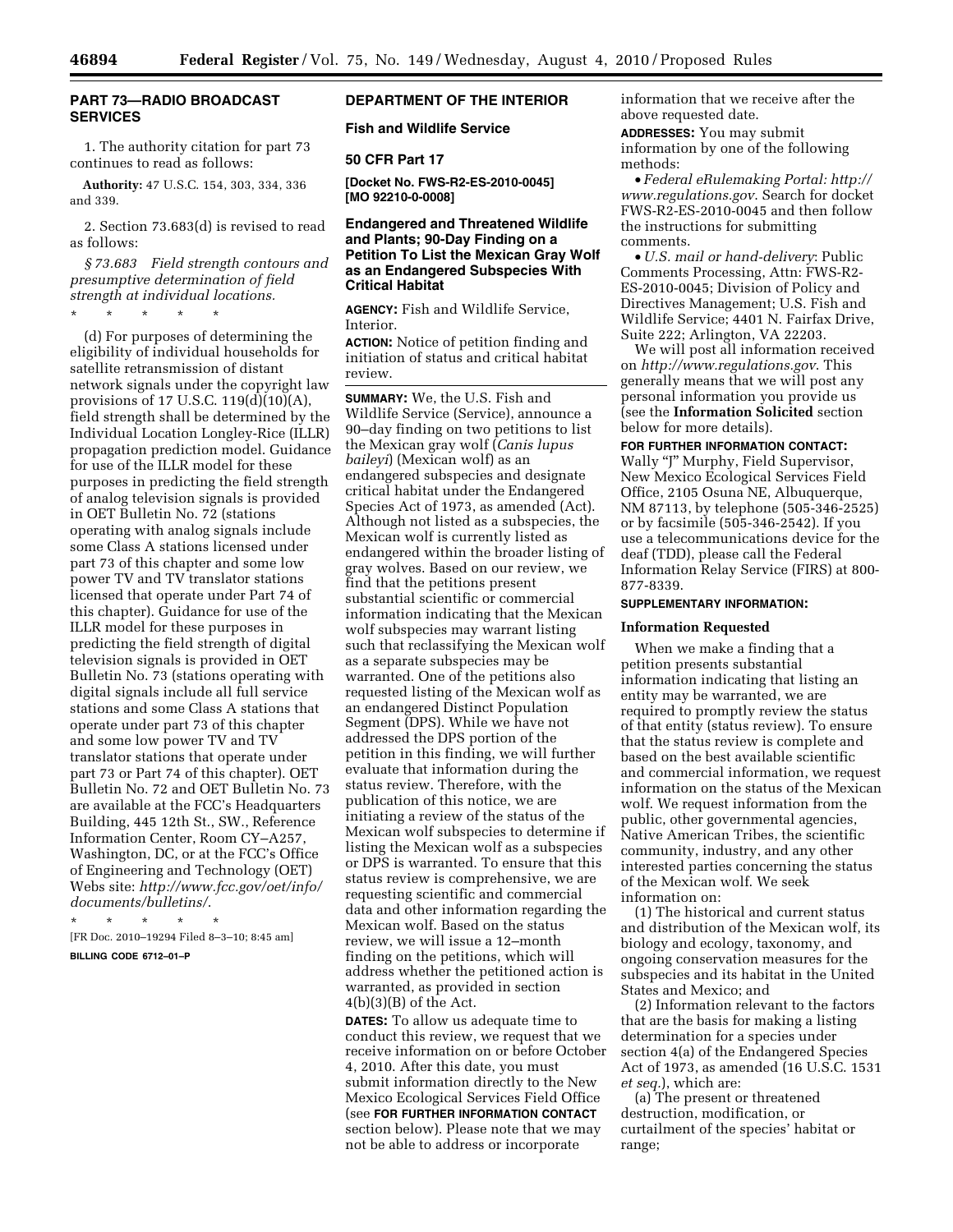## PART 73—RADIO BROADCAST SERVICES

1. The authority citation for part 73 continues to read as follows:

**Authority:** 47 U.S.C. 154, 303, 334, 336 and 339.

2. Section 73.683(d) is revised to read as follows:

*§ 73.683 Field strength contours and presumptive determination of field strength at individual locations.*

\* \* \* \* \*

(d) For purposes of determining the eligibility of individual households for satellite retransmission of distant network signals under the copyright law provisions of 17 U.S.C. 119(d)(10)(A), field strength shall be determined by the Individual Location Longley-Rice (ILLR) propagation prediction model. Guidance for use of the ILLR model for these purposes in predicting the field strength of analog television signals is provided in OET Bulletin No. 72 (stations operating with analog signals include some Class A stations licensed under part 73 of this chapter and some low power TV and TV translator stations licensed that operate under Part 74 of this chapter). Guidance for use of the ILLR model for these purposes in predicting the field strength of digital television signals is provided in OET Bulletin No. 73 (stations operating with digital signals include all full service stations and some Class A stations that operate under part 73 of this chapter and some low power TV and TV translator stations that operate under part 73 or Part 74 of this chapter). OET Bulletin No. 72 and OET Bulletin No. 73 are available at the FCC's Headquarters Building, 445 12th St., SW., Reference Information Center, Room CY–A257, Washington, DC, or at the FCC's Office of Engineering and Technology (OET) Webs site: *http://www.fcc.gov/oet/info/documents/bulletins/*.

\* \* \* \* \*

[FR Doc. 2010–19294 Filed 8–3–10; 8:45 am]

**BILLING CODE 6712–01–P**

## DEPARTMENT OF THE INTERIOR

### Fish and Wildlife Service

### 50 CFR Part 17

**[Docket No. FWS-R2-ES-2010-0045] [MO 92210-0-0008]**

### Endangered and Threatened Wildlife and Plants; 90-Day Finding on a Petition To List the Mexican Gray Wolf as an Endangered Subspecies With Critical Habitat

**AGENCY:** Fish and Wildlife Service, Interior.

**ACTION:** Notice of petition finding and initiation of status and critical habitat review.

**SUMMARY:** We, the U.S. Fish and Wildlife Service (Service), announce a 90–day finding on two petitions to list the Mexican gray wolf (*Canis lupus baileyi*) (Mexican wolf) as an endangered subspecies and designate critical habitat under the Endangered Species Act of 1973, as amended (Act). Although not listed as a subspecies, the Mexican wolf is currently listed as endangered within the broader listing of gray wolves. Based on our review, we find that the petitions present substantial scientific or commercial information indicating that the Mexican wolf subspecies may warrant listing such that reclassifying the Mexican wolf as a separate subspecies may be warranted. One of the petitions also requested listing of the Mexican wolf as an endangered Distinct Population Segment (DPS). While we have not addressed the DPS portion of the petition in this finding, we will further evaluate that information during the status review. Therefore, with the publication of this notice, we are initiating a review of the status of the Mexican wolf subspecies to determine if listing the Mexican wolf as a subspecies or DPS is warranted. To ensure that this status review is comprehensive, we are requesting scientific and commercial data and other information regarding the Mexican wolf. Based on the status review, we will issue a 12–month finding on the petitions, which will address whether the petitioned action is warranted, as provided in section 4(b)(3)(B) of the Act.

**DATES:** To allow us adequate time to conduct this review, we request that we receive information on or before October 4, 2010. After this date, you must submit information directly to the New Mexico Ecological Services Field Office (see **FOR FURTHER INFORMATION CONTACT** section below). Please note that we may not be able to address or incorporate information that we receive after the above requested date.

**ADDRESSES:** You may submit information by one of the following methods:

- *Federal eRulemaking Portal: http://www.regulations.gov*. Search for docket FWS-R2-ES-2010-0045 and then follow the instructions for submitting comments.
- *U.S. mail or hand-delivery*: Public Comments Processing, Attn: FWS-R2-ES-2010-0045; Division of Policy and Directives Management; U.S. Fish and Wildlife Service; 4401 N. Fairfax Drive, Suite 222; Arlington, VA 22203.

We will post all information received on *http://www.regulations.gov*. This generally means that we will post any personal information you provide us (see the **Information Solicited** section below for more details).

**FOR FURTHER INFORMATION CONTACT:** Wally "J" Murphy, Field Supervisor, New Mexico Ecological Services Field Office, 2105 Osuna NE, Albuquerque, NM 87113, by telephone (505-346-2525) or by facsimile (505-346-2542). If you use a telecommunications device for the deaf (TDD), please call the Federal Information Relay Service (FIRS) at 800-877-8339.

**SUPPLEMENTARY INFORMATION:**

**Information Requested**

When we make a finding that a petition presents substantial information indicating that listing an entity may be warranted, we are required to promptly review the status of that entity (status review). To ensure that the status review is complete and based on the best available scientific and commercial information, we request information on the status of the Mexican wolf. We request information from the public, other governmental agencies, Native American Tribes, the scientific community, industry, and any other interested parties concerning the status of the Mexican wolf. We seek information on:

(1) The historical and current status and distribution of the Mexican wolf, its biology and ecology, taxonomy, and ongoing conservation measures for the subspecies and its habitat in the United States and Mexico; and

(2) Information relevant to the factors that are the basis for making a listing determination for a species under section 4(a) of the Endangered Species Act of 1973, as amended (16 U.S.C. 1531 *et seq.*), which are:

(a) The present or threatened destruction, modification, or curtailment of the species' habitat or range;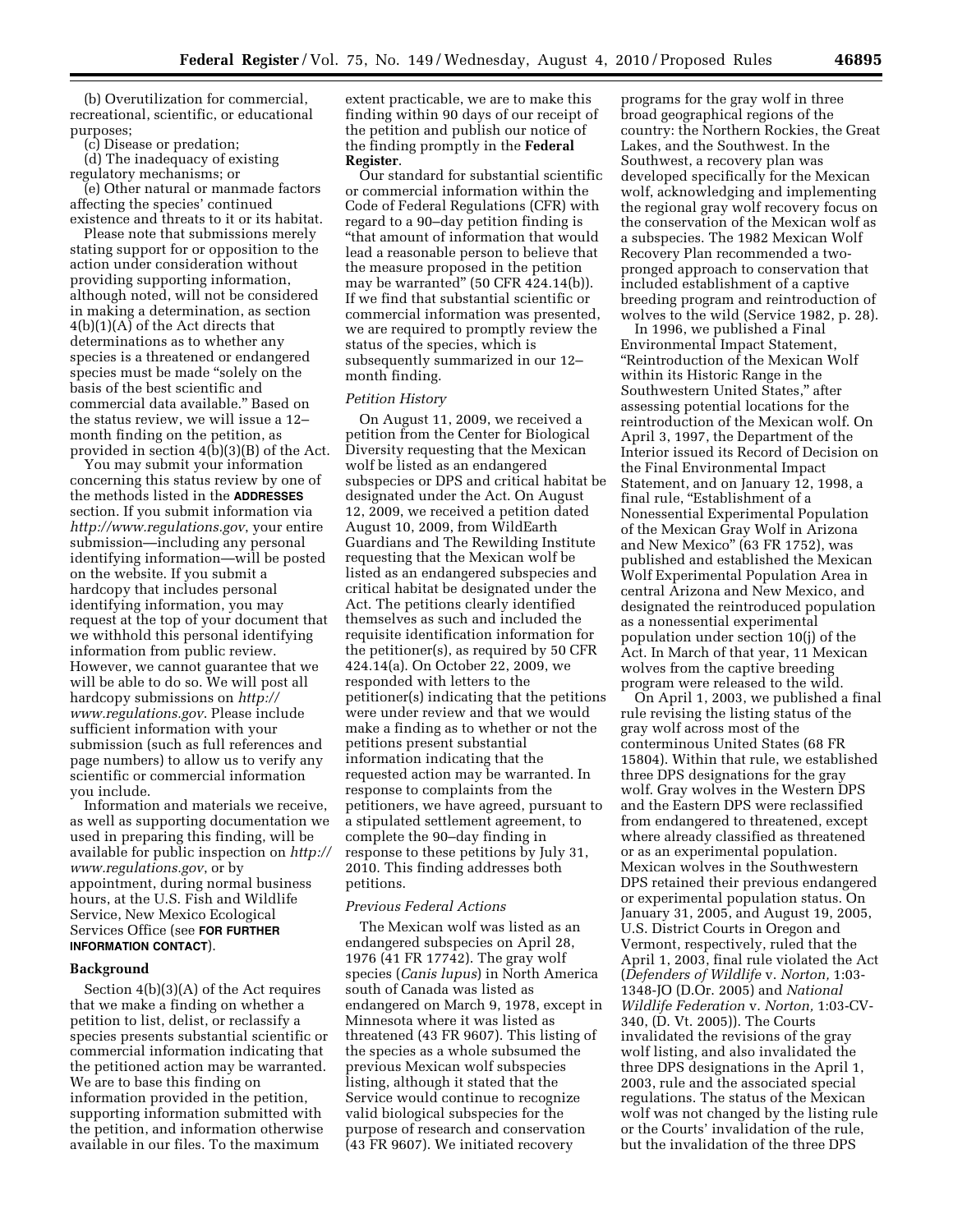(b) Overutilization for commercial, recreational, scientific, or educational purposes;

(c) Disease or predation;

(d) The inadequacy of existing regulatory mechanisms; or

(e) Other natural or manmade factors affecting the species' continued existence and threats to it or its habitat.

Please note that submissions merely stating support for or opposition to the action under consideration without providing supporting information, although noted, will not be considered in making a determination, as section 4(b)(1)(A) of the Act directs that determinations as to whether any species is a threatened or endangered species must be made "solely on the basis of the best scientific and commercial data available." Based on the status review, we will issue a 12–month finding on the petition, as provided in section 4(b)(3)(B) of the Act.

You may submit your information concerning this status review by one of the methods listed in the **ADDRESSES** section. If you submit information via *http://www.regulations.gov*, your entire submission—including any personal identifying information—will be posted on the website. If you submit a hardcopy that includes personal identifying information, you may request at the top of your document that we withhold this personal identifying information from public review. However, we cannot guarantee that we will be able to do so. We will post all hardcopy submissions on *http://www.regulations.gov*. Please include sufficient information with your submission (such as full references and page numbers) to allow us to verify any scientific or commercial information you include.

Information and materials we receive, as well as supporting documentation we used in preparing this finding, will be available for public inspection on *http://www.regulations.gov*, or by appointment, during normal business hours, at the U.S. Fish and Wildlife Service, New Mexico Ecological Services Office (see **FOR FURTHER INFORMATION CONTACT**).

## Background

Section 4(b)(3)(A) of the Act requires that we make a finding on whether a petition to list, delist, or reclassify a species presents substantial scientific or commercial information indicating that the petitioned action may be warranted. We are to base this finding on information provided in the petition, supporting information submitted with the petition, and information otherwise available in our files. To the maximum extent practicable, we are to make this finding within 90 days of our receipt of the petition and publish our notice of the finding promptly in the **Federal Register**.

Our standard for substantial scientific or commercial information within the Code of Federal Regulations (CFR) with regard to a 90–day petition finding is "that amount of information that would lead a reasonable person to believe that the measure proposed in the petition may be warranted" (50 CFR 424.14(b)). If we find that substantial scientific or commercial information was presented, we are required to promptly review the status of the species, which is subsequently summarized in our 12–month finding.

### *Petition History*

On August 11, 2009, we received a petition from the Center for Biological Diversity requesting that the Mexican wolf be listed as an endangered subspecies or DPS and critical habitat be designated under the Act. On August 12, 2009, we received a petition dated August 10, 2009, from WildEarth Guardians and The Rewilding Institute requesting that the Mexican wolf be listed as an endangered subspecies and critical habitat be designated under the Act. The petitions clearly identified themselves as such and included the requisite identification information for the petitioner(s), as required by 50 CFR 424.14(a). On October 22, 2009, we responded with letters to the petitioner(s) indicating that the petitions were under review and that we would make a finding as to whether or not the petitions present substantial information indicating that the requested action may be warranted. In response to complaints from the petitioners, we have agreed, pursuant to a stipulated settlement agreement, to complete the 90–day finding in response to these petitions by July 31, 2010. This finding addresses both petitions.

### *Previous Federal Actions*

The Mexican wolf was listed as an endangered subspecies on April 28, 1976 (41 FR 17742). The gray wolf species (*Canis lupus*) in North America south of Canada was listed as endangered on March 9, 1978, except in Minnesota where it was listed as threatened (43 FR 9607). This listing of the species as a whole subsumed the previous Mexican wolf subspecies listing, although it stated that the Service would continue to recognize valid biological subspecies for the purpose of research and conservation (43 FR 9607). We initiated recovery programs for the gray wolf in three broad geographical regions of the country: the Northern Rockies, the Great Lakes, and the Southwest. In the Southwest, a recovery plan was developed specifically for the Mexican wolf, acknowledging and implementing the regional gray wolf recovery focus on the conservation of the Mexican wolf as a subspecies. The 1982 Mexican Wolf Recovery Plan recommended a two-pronged approach to conservation that included establishment of a captive breeding program and reintroduction of wolves to the wild (Service 1982, p. 28).

In 1996, we published a Final Environmental Impact Statement, "Reintroduction of the Mexican Wolf within its Historic Range in the Southwestern United States," after assessing potential locations for the reintroduction of the Mexican wolf. On April 3, 1997, the Department of the Interior issued its Record of Decision on the Final Environmental Impact Statement, and on January 12, 1998, a final rule, "Establishment of a Nonessential Experimental Population of the Mexican Gray Wolf in Arizona and New Mexico" (63 FR 1752), was published and established the Mexican Wolf Experimental Population Area in central Arizona and New Mexico, and designated the reintroduced population as a nonessential experimental population under section 10(j) of the Act. In March of that year, 11 Mexican wolves from the captive breeding program were released to the wild.

On April 1, 2003, we published a final rule revising the listing status of the gray wolf across most of the conterminous United States (68 FR 15804). Within that rule, we established three DPS designations for the gray wolf. Gray wolves in the Western DPS and the Eastern DPS were reclassified from endangered to threatened, except where already classified as threatened or as an experimental population. Mexican wolves in the Southwestern DPS retained their previous endangered or experimental population status. On January 31, 2005, and August 19, 2005, U.S. District Courts in Oregon and Vermont, respectively, ruled that the April 1, 2003, final rule violated the Act (*Defenders of Wildlife* v. *Norton,* 1:03-1348-JO (D.Or. 2005) and *National Wildlife Federation* v. *Norton,* 1:03-CV-340, (D. Vt. 2005)). The Courts invalidated the revisions of the gray wolf listing, and also invalidated the three DPS designations in the April 1, 2003, rule and the associated special regulations. The status of the Mexican wolf was not changed by the listing rule or the Courts' invalidation of the rule, but the invalidation of the three DPS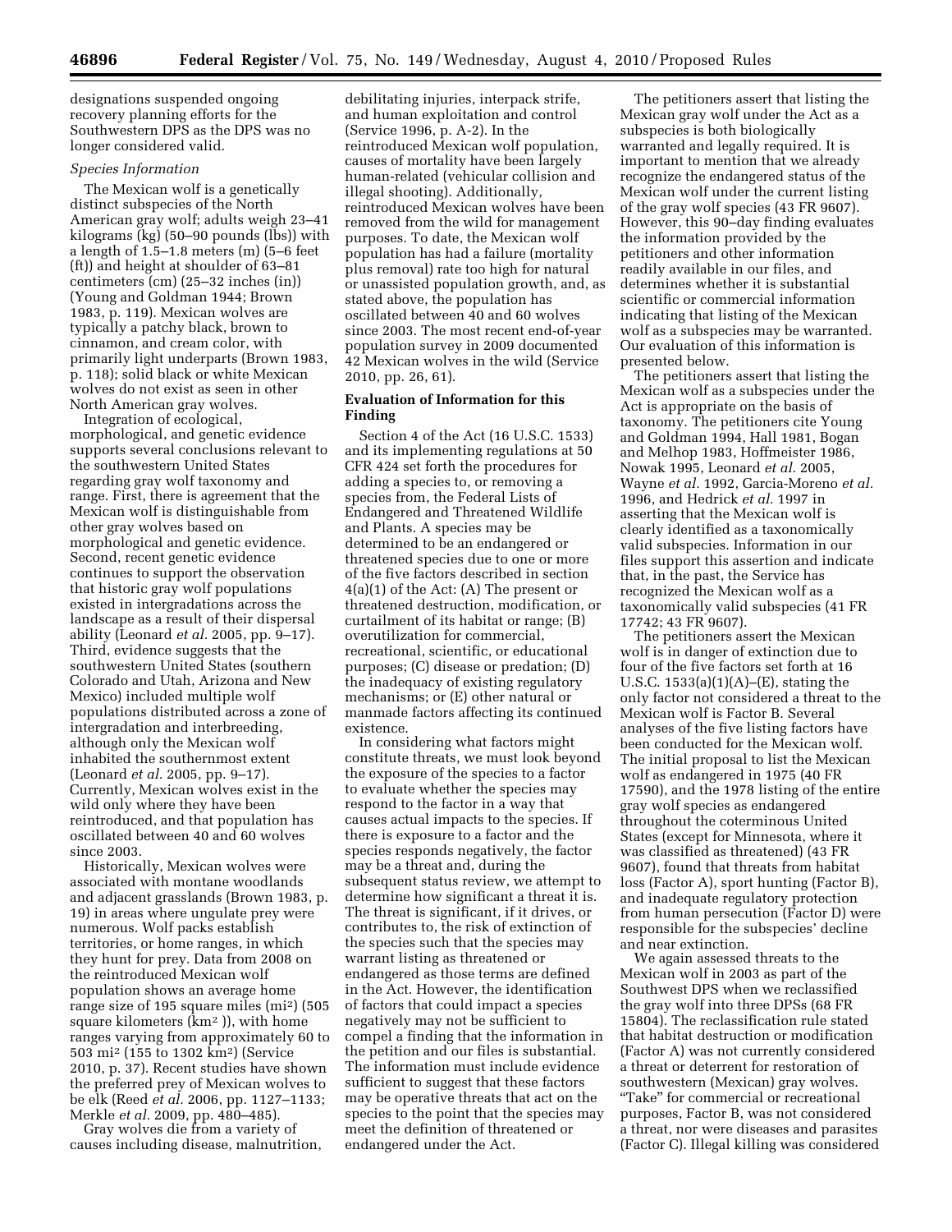designations suspended ongoing recovery planning efforts for the Southwestern DPS as the DPS was no longer considered valid.

*Species Information*

The Mexican wolf is a genetically distinct subspecies of the North American gray wolf; adults weigh 23–41 kilograms (kg) (50–90 pounds (lbs)) with a length of 1.5–1.8 meters (m) (5–6 feet (ft)) and height at shoulder of 63–81 centimeters (cm) (25–32 inches (in)) (Young and Goldman 1944; Brown 1983, p. 119). Mexican wolves are typically a patchy black, brown to cinnamon, and cream color, with primarily light underparts (Brown 1983, p. 118); solid black or white Mexican wolves do not exist as seen in other North American gray wolves.

Integration of ecological, morphological, and genetic evidence supports several conclusions relevant to the southwestern United States regarding gray wolf taxonomy and range. First, there is agreement that the Mexican wolf is distinguishable from other gray wolves based on morphological and genetic evidence. Second, recent genetic evidence continues to support the observation that historic gray wolf populations existed in intergradations across the landscape as a result of their dispersal ability (Leonard *et al.* 2005, pp. 9–17). Third, evidence suggests that the southwestern United States (southern Colorado and Utah, Arizona and New Mexico) included multiple wolf populations distributed across a zone of intergradation and interbreeding, although only the Mexican wolf inhabited the southernmost extent (Leonard *et al.* 2005, pp. 9–17). Currently, Mexican wolves exist in the wild only where they have been reintroduced, and that population has oscillated between 40 and 60 wolves since 2003.

Historically, Mexican wolves were associated with montane woodlands and adjacent grasslands (Brown 1983, p. 19) in areas where ungulate prey were numerous. Wolf packs establish territories, or home ranges, in which they hunt for prey. Data from 2008 on the reintroduced Mexican wolf population shows an average home range size of 195 square miles (mi$^2$) (505 square kilometers (km$^2$)), with home ranges varying from approximately 60 to 503 mi$^2$ (155 to 1302 km$^2$) (Service 2010, p. 37). Recent studies have shown the preferred prey of Mexican wolves to be elk (Reed *et al.* 2006, pp. 1127–1133; Merkle *et al.* 2009, pp. 480–485).

Gray wolves die from a variety of causes including disease, malnutrition, debilitating injuries, interpack strife, and human exploitation and control (Service 1996, p. A-2). In the reintroduced Mexican wolf population, causes of mortality have been largely human-related (vehicular collision and illegal shooting). Additionally, reintroduced Mexican wolves have been removed from the wild for management purposes. To date, the Mexican wolf population has had a failure (mortality plus removal) rate too high for natural or unassisted population growth, and, as stated above, the population has oscillated between 40 and 60 wolves since 2003. The most recent end-of-year population survey in 2009 documented 42 Mexican wolves in the wild (Service 2010, pp. 26, 61).

## Evaluation of Information for this Finding

Section 4 of the Act (16 U.S.C. 1533) and its implementing regulations at 50 CFR 424 set forth the procedures for adding a species to, or removing a species from, the Federal Lists of Endangered and Threatened Wildlife and Plants. A species may be determined to be an endangered or threatened species due to one or more of the five factors described in section 4(a)(1) of the Act: (A) The present or threatened destruction, modification, or curtailment of its habitat or range; (B) overutilization for commercial, recreational, scientific, or educational purposes; (C) disease or predation; (D) the inadequacy of existing regulatory mechanisms; or (E) other natural or manmade factors affecting its continued existence.

In considering what factors might constitute threats, we must look beyond the exposure of the species to a factor to evaluate whether the species may respond to the factor in a way that causes actual impacts to the species. If there is exposure to a factor and the species responds negatively, the factor may be a threat and, during the subsequent status review, we attempt to determine how significant a threat it is. The threat is significant, if it drives, or contributes to, the risk of extinction of the species such that the species may warrant listing as threatened or endangered as those terms are defined in the Act. However, the identification of factors that could impact a species negatively may not be sufficient to compel a finding that the information in the petition and our files is substantial. The information must include evidence sufficient to suggest that these factors may be operative threats that act on the species to the point that the species may meet the definition of threatened or endangered under the Act.

The petitioners assert that listing the Mexican gray wolf under the Act as a subspecies is both biologically warranted and legally required. It is important to mention that we already recognize the endangered status of the Mexican wolf under the current listing of the gray wolf species (43 FR 9607). However, this 90–day finding evaluates the information provided by the petitioners and other information readily available in our files, and determines whether it is substantial scientific or commercial information indicating that listing of the Mexican wolf as a subspecies may be warranted. Our evaluation of this information is presented below.

The petitioners assert that listing the Mexican wolf as a subspecies under the Act is appropriate on the basis of taxonomy. The petitioners cite Young and Goldman 1994, Hall 1981, Bogan and Melhop 1983, Hoffmeister 1986, Nowak 1995, Leonard *et al.* 2005, Wayne *et al.* 1992, Garcia-Moreno *et al.* 1996, and Hedrick *et al.* 1997 in asserting that the Mexican wolf is clearly identified as a taxonomically valid subspecies. Information in our files support this assertion and indicate that, in the past, the Service has recognized the Mexican wolf as a taxonomically valid subspecies (41 FR 17742; 43 FR 9607).

The petitioners assert the Mexican wolf is in danger of extinction due to four of the five factors set forth at 16 U.S.C. 1533(a)(1)(A)–(E), stating the only factor not considered a threat to the Mexican wolf is Factor B. Several analyses of the five listing factors have been conducted for the Mexican wolf. The initial proposal to list the Mexican wolf as endangered in 1975 (40 FR 17590), and the 1978 listing of the entire gray wolf species as endangered throughout the coterminous United States (except for Minnesota, where it was classified as threatened) (43 FR 9607), found that threats from habitat loss (Factor A), sport hunting (Factor B), and inadequate regulatory protection from human persecution (Factor D) were responsible for the subspecies' decline and near extinction.

We again assessed threats to the Mexican wolf in 2003 as part of the Southwest DPS when we reclassified the gray wolf into three DPSs (68 FR 15804). The reclassification rule stated that habitat destruction or modification (Factor A) was not currently considered a threat or deterrent for restoration of southwestern (Mexican) gray wolves. "Take" for commercial or recreational purposes, Factor B, was not considered a threat, nor were diseases and parasites (Factor C). Illegal killing was considered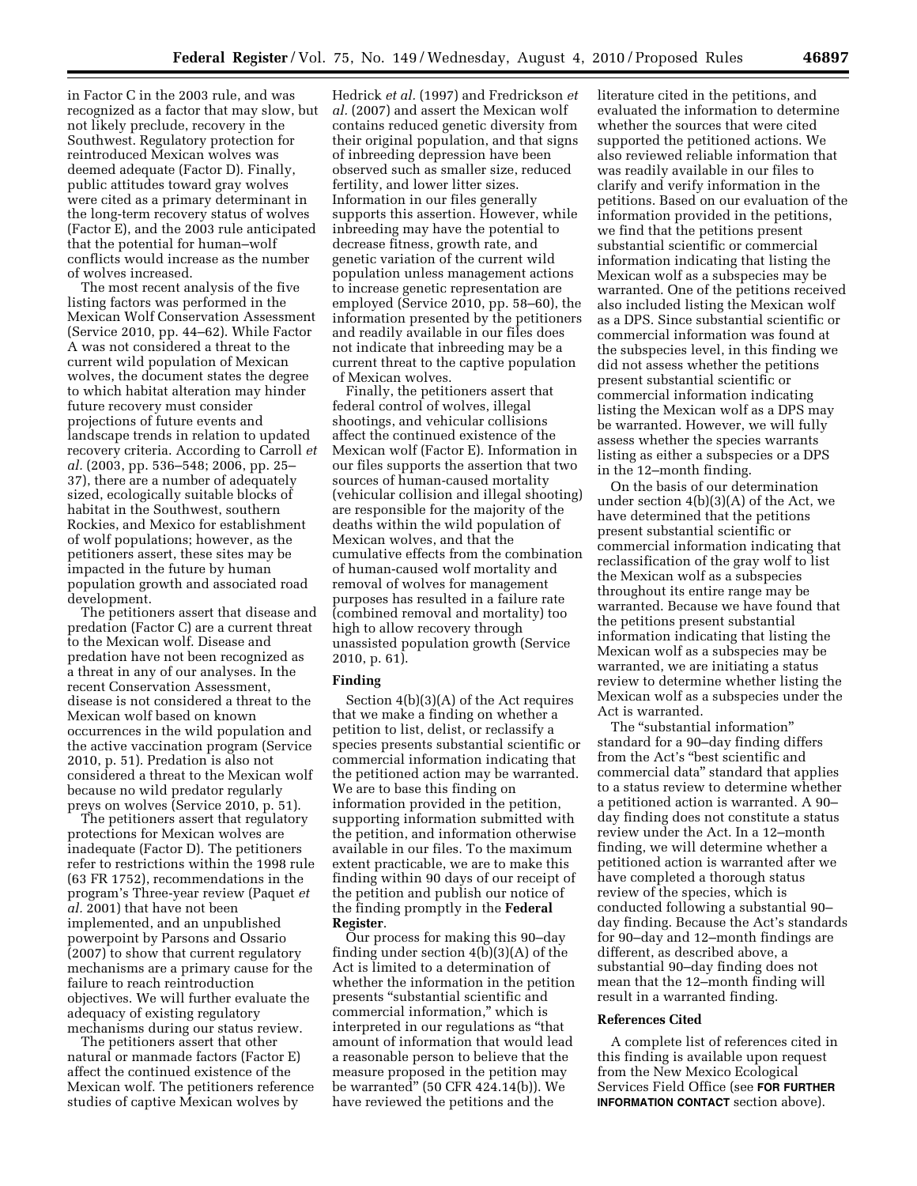in Factor C in the 2003 rule, and was recognized as a factor that may slow, but not likely preclude, recovery in the Southwest. Regulatory protection for reintroduced Mexican wolves was deemed adequate (Factor D). Finally, public attitudes toward gray wolves were cited as a primary determinant in the long-term recovery status of wolves (Factor E), and the 2003 rule anticipated that the potential for human–wolf conflicts would increase as the number of wolves increased.

The most recent analysis of the five listing factors was performed in the Mexican Wolf Conservation Assessment (Service 2010, pp. 44–62). While Factor A was not considered a threat to the current wild population of Mexican wolves, the document states the degree to which habitat alteration may hinder future recovery must consider projections of future events and landscape trends in relation to updated recovery criteria. According to Carroll *et al.* (2003, pp. 536–548; 2006, pp. 25–37), there are a number of adequately sized, ecologically suitable blocks of habitat in the Southwest, southern Rockies, and Mexico for establishment of wolf populations; however, as the petitioners assert, these sites may be impacted in the future by human population growth and associated road development.

The petitioners assert that disease and predation (Factor C) are a current threat to the Mexican wolf. Disease and predation have not been recognized as a threat in any of our analyses. In the recent Conservation Assessment, disease is not considered a threat to the Mexican wolf based on known occurrences in the wild population and the active vaccination program (Service 2010, p. 51). Predation is also not considered a threat to the Mexican wolf because no wild predator regularly preys on wolves (Service 2010, p. 51).

The petitioners assert that regulatory protections for Mexican wolves are inadequate (Factor D). The petitioners refer to restrictions within the 1998 rule (63 FR 1752), recommendations in the program's Three-year review (Paquet *et al.* 2001) that have not been implemented, and an unpublished powerpoint by Parsons and Ossario (2007) to show that current regulatory mechanisms are a primary cause for the failure to reach reintroduction objectives. We will further evaluate the adequacy of existing regulatory mechanisms during our status review.

The petitioners assert that other natural or manmade factors (Factor E) affect the continued existence of the Mexican wolf. The petitioners reference studies of captive Mexican wolves by Hedrick *et al.* (1997) and Fredrickson *et al.* (2007) and assert the Mexican wolf contains reduced genetic diversity from their original population, and that signs of inbreeding depression have been observed such as smaller size, reduced fertility, and lower litter sizes. Information in our files generally supports this assertion. However, while inbreeding may have the potential to decrease fitness, growth rate, and genetic variation of the current wild population unless management actions to increase genetic representation are employed (Service 2010, pp. 58–60), the information presented by the petitioners and readily available in our files does not indicate that inbreeding may be a current threat to the captive population of Mexican wolves.

Finally, the petitioners assert that federal control of wolves, illegal shootings, and vehicular collisions affect the continued existence of the Mexican wolf (Factor E). Information in our files supports the assertion that two sources of human-caused mortality (vehicular collision and illegal shooting) are responsible for the majority of the deaths within the wild population of Mexican wolves, and that the cumulative effects from the combination of human-caused wolf mortality and removal of wolves for management purposes has resulted in a failure rate (combined removal and mortality) too high to allow recovery through unassisted population growth (Service 2010, p. 61).

### Finding

Section 4(b)(3)(A) of the Act requires that we make a finding on whether a petition to list, delist, or reclassify a species presents substantial scientific or commercial information indicating that the petitioned action may be warranted. We are to base this finding on information provided in the petition, supporting information submitted with the petition, and information otherwise available in our files. To the maximum extent practicable, we are to make this finding within 90 days of our receipt of the petition and publish our notice of the finding promptly in the **Federal Register**.

Our process for making this 90–day finding under section 4(b)(3)(A) of the Act is limited to a determination of whether the information in the petition presents "substantial scientific and commercial information," which is interpreted in our regulations as "that amount of information that would lead a reasonable person to believe that the measure proposed in the petition may be warranted" (50 CFR 424.14(b)). We have reviewed the petitions and the literature cited in the petitions, and evaluated the information to determine whether the sources that were cited supported the petitioned actions. We also reviewed reliable information that was readily available in our files to clarify and verify information in the petitions. Based on our evaluation of the information provided in the petitions, we find that the petitions present substantial scientific or commercial information indicating that listing the Mexican wolf as a subspecies may be warranted. One of the petitions received also included listing the Mexican wolf as a DPS. Since substantial scientific or commercial information was found at the subspecies level, in this finding we did not assess whether the petitions present substantial scientific or commercial information indicating listing the Mexican wolf as a DPS may be warranted. However, we will fully assess whether the species warrants listing as either a subspecies or a DPS in the 12–month finding.

On the basis of our determination under section 4(b)(3)(A) of the Act, we have determined that the petitions present substantial scientific or commercial information indicating that reclassification of the gray wolf to list the Mexican wolf as a subspecies throughout its entire range may be warranted. Because we have found that the petitions present substantial information indicating that listing the Mexican wolf as a subspecies may be warranted, we are initiating a status review to determine whether listing the Mexican wolf as a subspecies under the Act is warranted.

The "substantial information" standard for a 90–day finding differs from the Act's "best scientific and commercial data" standard that applies to a status review to determine whether a petitioned action is warranted. A 90–day finding does not constitute a status review under the Act. In a 12–month finding, we will determine whether a petitioned action is warranted after we have completed a thorough status review of the species, which is conducted following a substantial 90–day finding. Because the Act's standards for 90–day and 12–month findings are different, as described above, a substantial 90–day finding does not mean that the 12–month finding will result in a warranted finding.

### References Cited

A complete list of references cited in this finding is available upon request from the New Mexico Ecological Services Field Office (see **FOR FURTHER INFORMATION CONTACT** section above).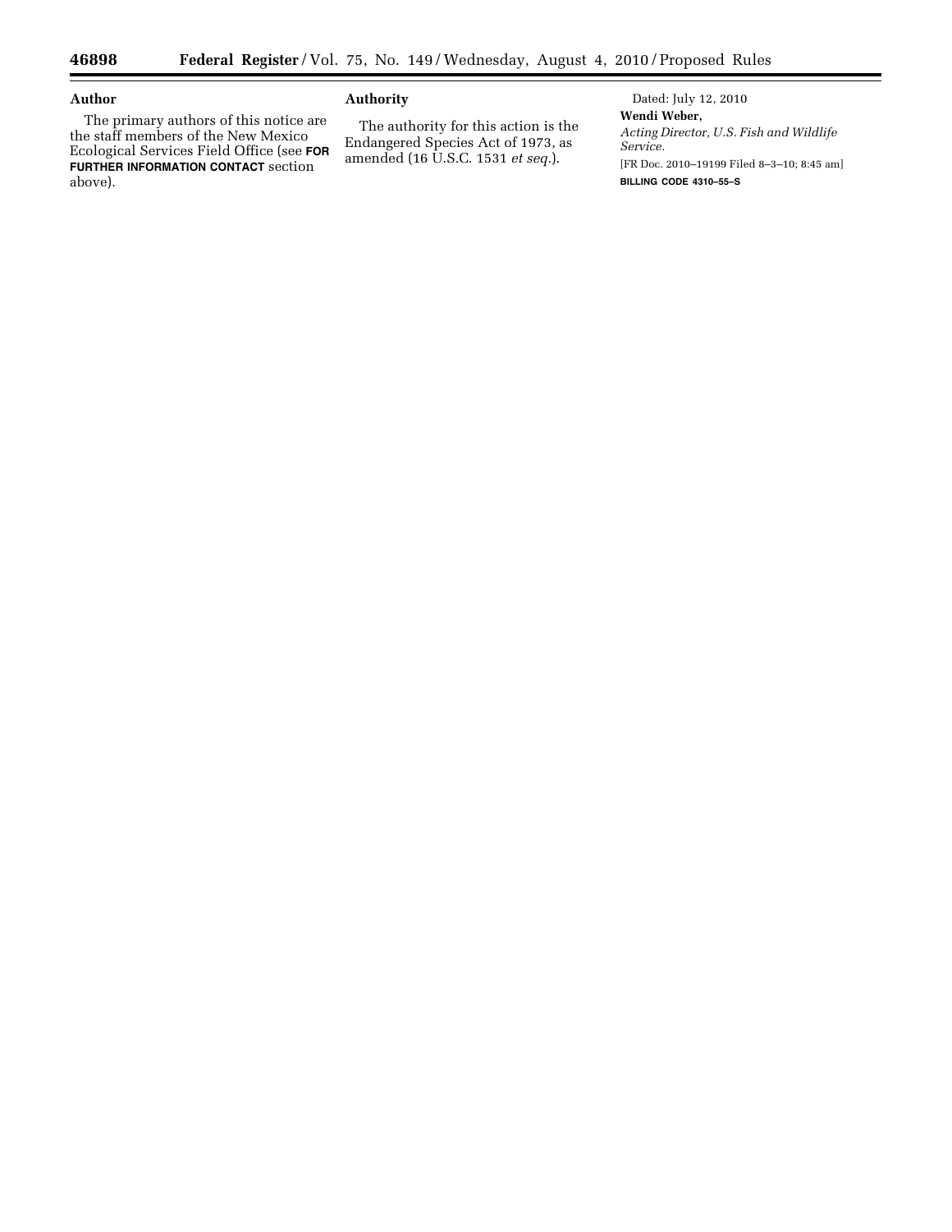## Author

The primary authors of this notice are the staff members of the New Mexico Ecological Services Field Office (see **FOR FURTHER INFORMATION CONTACT** section above).

## Authority

The authority for this action is the Endangered Species Act of 1973, as amended (16 U.S.C. 1531 *et seq.*).

Dated: July 12, 2010

**Wendi Weber,**

*Acting Director, U.S. Fish and Wildlife Service.*

[FR Doc. 2010–19199 Filed 8–3–10; 8:45 am]

**BILLING CODE 4310–55–S**